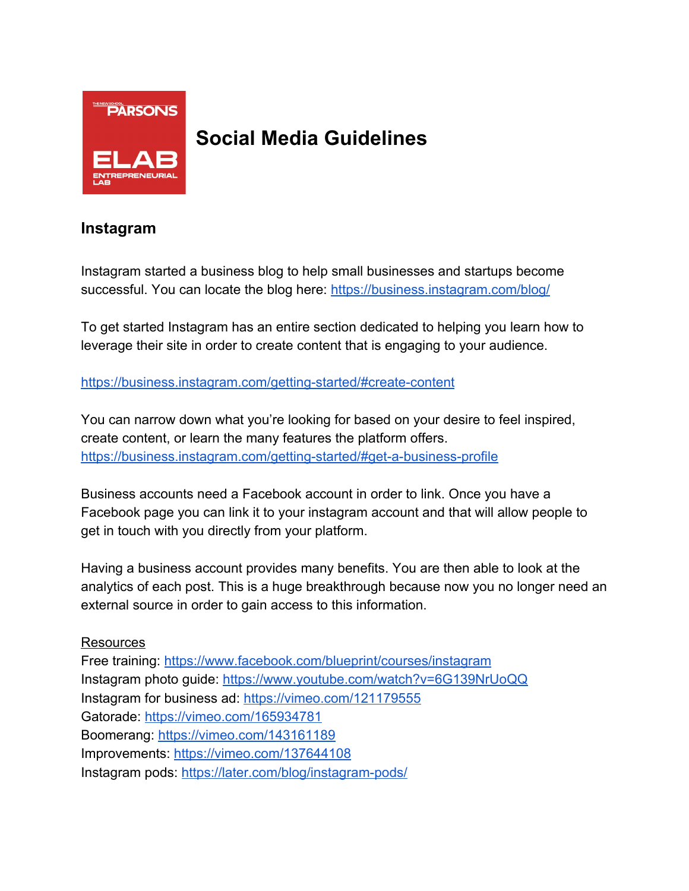# Social Media Guidelines

## Instagram

Instagram started a business blog to help small businesses and startups become successful. You can locate the blog here: https://business.instagram.com/blog/

To get started Instagram has an entire section dedicated to helping you learn how to leverage their site in order to create content that is engaging to your audience.

https://business.instagram.com/getting-started/#create-content

You can narrow down what you're looking for based on your desire to feel inspired, create content, or learn the many features the platform offers.
https://business.instagram.com/getting-started/#get-a-business-profile

Business accounts need a Facebook account in order to link. Once you have a Facebook page you can link it to your instagram account and that will allow people to get in touch with you directly from your platform.

Having a business account provides many benefits. You are then able to look at the analytics of each post. This is a huge breakthrough because now you no longer need an external source in order to gain access to this information.

Resources
Free training: https://www.facebook.com/blueprint/courses/instagram
Instagram photo guide: https://www.youtube.com/watch?v=6G139NrUoQQ
Instagram for business ad: https://vimeo.com/121179555
Gatorade: https://vimeo.com/165934781
Boomerang: https://vimeo.com/143161189
Improvements: https://vimeo.com/137644108
Instagram pods: https://later.com/blog/instagram-pods/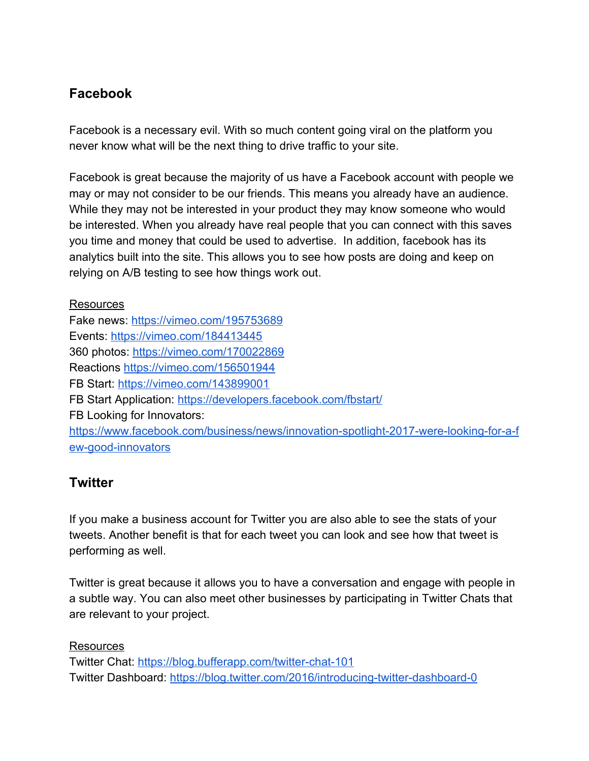## Facebook

Facebook is a necessary evil. With so much content going viral on the platform you never know what will be the next thing to drive traffic to your site.

Facebook is great because the majority of us have a Facebook account with people we may or may not consider to be our friends. This means you already have an audience. While they may not be interested in your product they may know someone who would be interested. When you already have real people that you can connect with this saves you time and money that could be used to advertise.  In addition, facebook has its analytics built into the site. This allows you to see how posts are doing and keep on relying on A/B testing to see how things work out.

Resources

Fake news: https://vimeo.com/195753689
Events: https://vimeo.com/184413445
360 photos: https://vimeo.com/170022869
Reactions https://vimeo.com/156501944
FB Start: https://vimeo.com/143899001
FB Start Application: https://developers.facebook.com/fbstart/
FB Looking for Innovators: https://www.facebook.com/business/news/innovation-spotlight-2017-were-looking-for-a-few-good-innovators

## Twitter

If you make a business account for Twitter you are also able to see the stats of your tweets. Another benefit is that for each tweet you can look and see how that tweet is performing as well.

Twitter is great because it allows you to have a conversation and engage with people in a subtle way. You can also meet other businesses by participating in Twitter Chats that are relevant to your project.

Resources

Twitter Chat: https://blog.bufferapp.com/twitter-chat-101
Twitter Dashboard: https://blog.twitter.com/2016/introducing-twitter-dashboard-0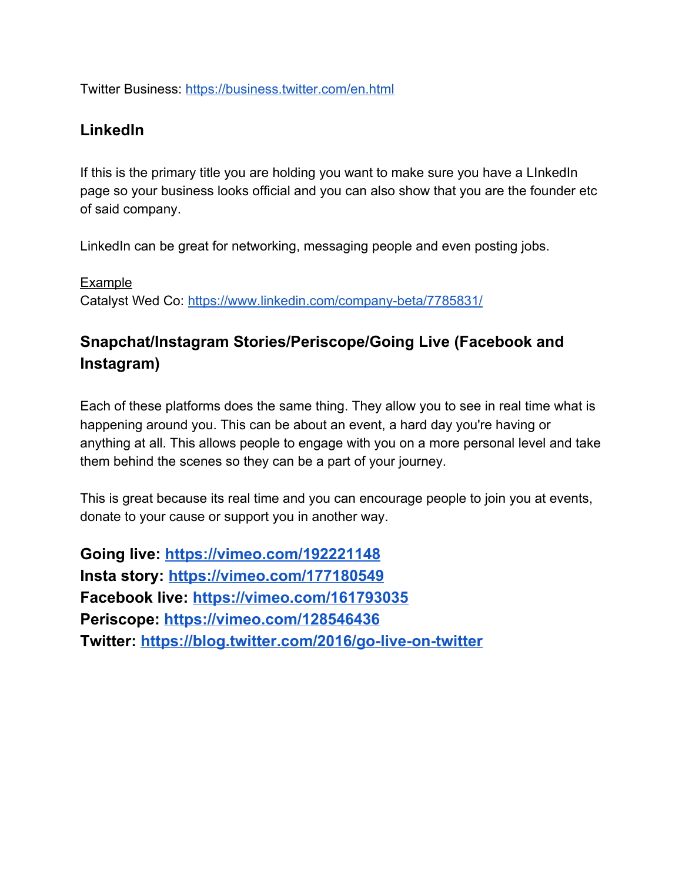Twitter Business: https://business.twitter.com/en.html

## LinkedIn

If this is the primary title you are holding you want to make sure you have a LInkedIn page so your business looks official and you can also show that you are the founder etc of said company.

LinkedIn can be great for networking, messaging people and even posting jobs.

Example
Catalyst Wed Co: https://www.linkedin.com/company-beta/7785831/

## Snapchat/Instagram Stories/Periscope/Going Live (Facebook and Instagram)

Each of these platforms does the same thing. They allow you to see in real time what is happening around you. This can be about an event, a hard day you're having or anything at all. This allows people to engage with you on a more personal level and take them behind the scenes so they can be a part of your journey.

This is great because its real time and you can encourage people to join you at events, donate to your cause or support you in another way.

**Going live: https://vimeo.com/192221148**
**Insta story: https://vimeo.com/177180549**
**Facebook live: https://vimeo.com/161793035**
**Periscope: https://vimeo.com/128546436**
**Twitter: https://blog.twitter.com/2016/go-live-on-twitter**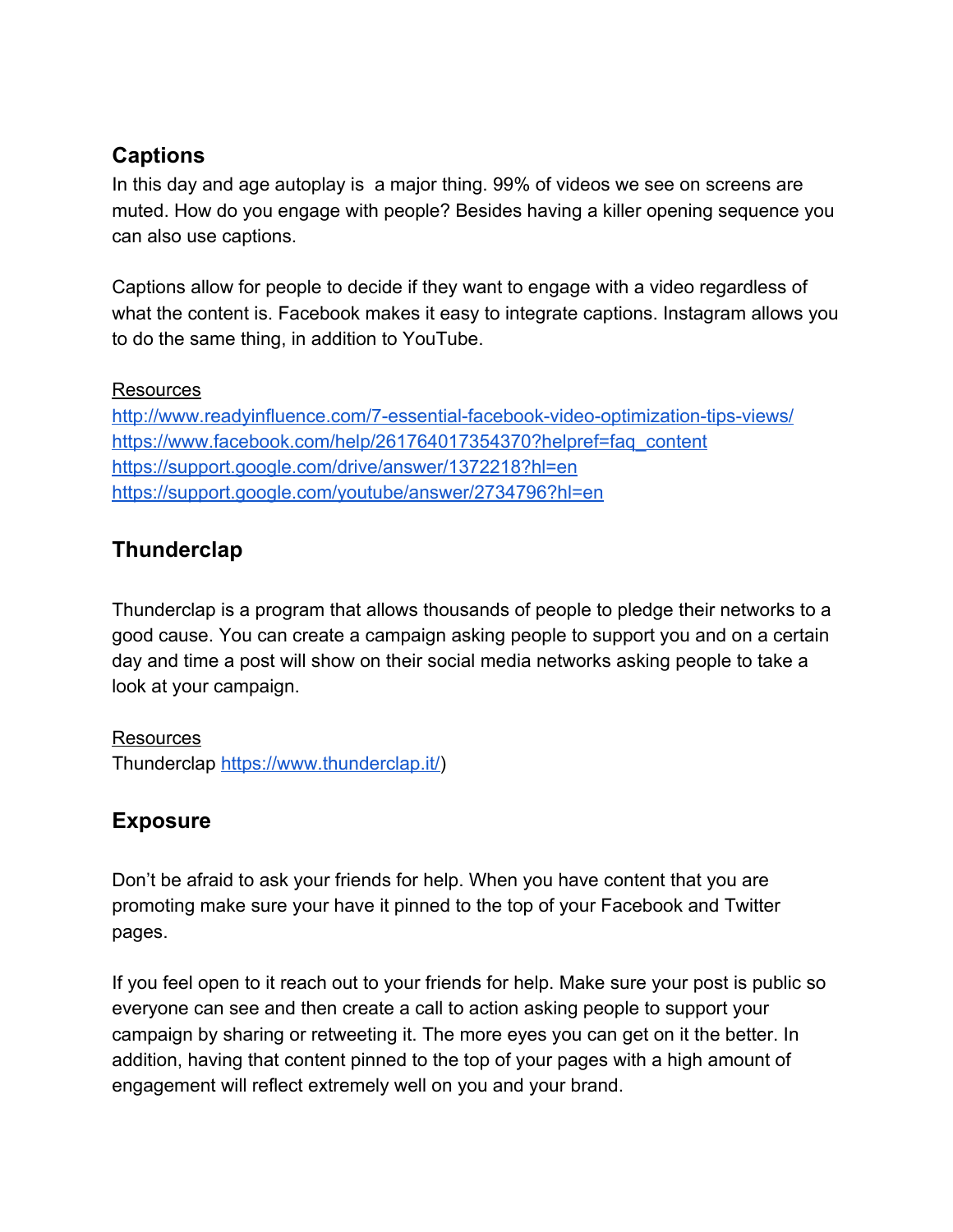## Captions

In this day and age autoplay is  a major thing. 99% of videos we see on screens are muted. How do you engage with people? Besides having a killer opening sequence you can also use captions.

Captions allow for people to decide if they want to engage with a video regardless of what the content is. Facebook makes it easy to integrate captions. Instagram allows you to do the same thing, in addition to YouTube.

Resources

http://www.readyinfluence.com/7-essential-facebook-video-optimization-tips-views/
https://www.facebook.com/help/261764017354370?helpref=faq_content
https://support.google.com/drive/answer/1372218?hl=en
https://support.google.com/youtube/answer/2734796?hl=en

## Thunderclap

Thunderclap is a program that allows thousands of people to pledge their networks to a good cause. You can create a campaign asking people to support you and on a certain day and time a post will show on their social media networks asking people to take a look at your campaign.

Resources

Thunderclap https://www.thunderclap.it/)

## Exposure

Don't be afraid to ask your friends for help. When you have content that you are promoting make sure your have it pinned to the top of your Facebook and Twitter pages.

If you feel open to it reach out to your friends for help. Make sure your post is public so everyone can see and then create a call to action asking people to support your campaign by sharing or retweeting it. The more eyes you can get on it the better. In addition, having that content pinned to the top of your pages with a high amount of engagement will reflect extremely well on you and your brand.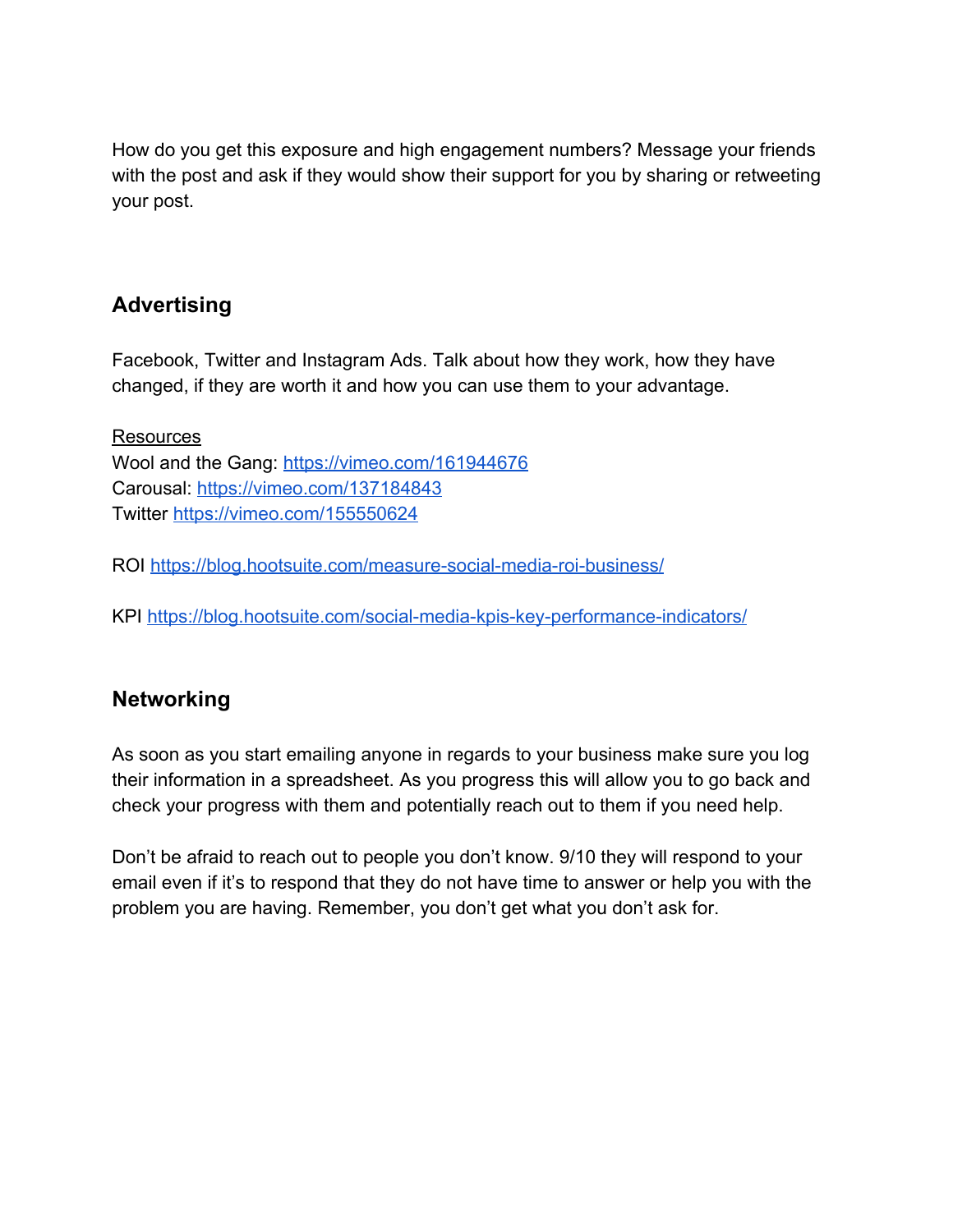How do you get this exposure and high engagement numbers? Message your friends with the post and ask if they would show their support for you by sharing or retweeting your post.

## Advertising

Facebook, Twitter and Instagram Ads. Talk about how they work, how they have changed, if they are worth it and how you can use them to your advantage.

<u>Resources</u>
Wool and the Gang: [https://vimeo.com/161944676](https://vimeo.com/161944676)
Carousal: [https://vimeo.com/137184843](https://vimeo.com/137184843)
Twitter [https://vimeo.com/155550624](https://vimeo.com/155550624)

ROI [https://blog.hootsuite.com/measure-social-media-roi-business/](https://blog.hootsuite.com/measure-social-media-roi-business/)

KPI [https://blog.hootsuite.com/social-media-kpis-key-performance-indicators/](https://blog.hootsuite.com/social-media-kpis-key-performance-indicators/)

## Networking

As soon as you start emailing anyone in regards to your business make sure you log their information in a spreadsheet. As you progress this will allow you to go back and check your progress with them and potentially reach out to them if you need help.

Don't be afraid to reach out to people you don't know. 9/10 they will respond to your email even if it's to respond that they do not have time to answer or help you with the problem you are having. Remember, you don't get what you don't ask for.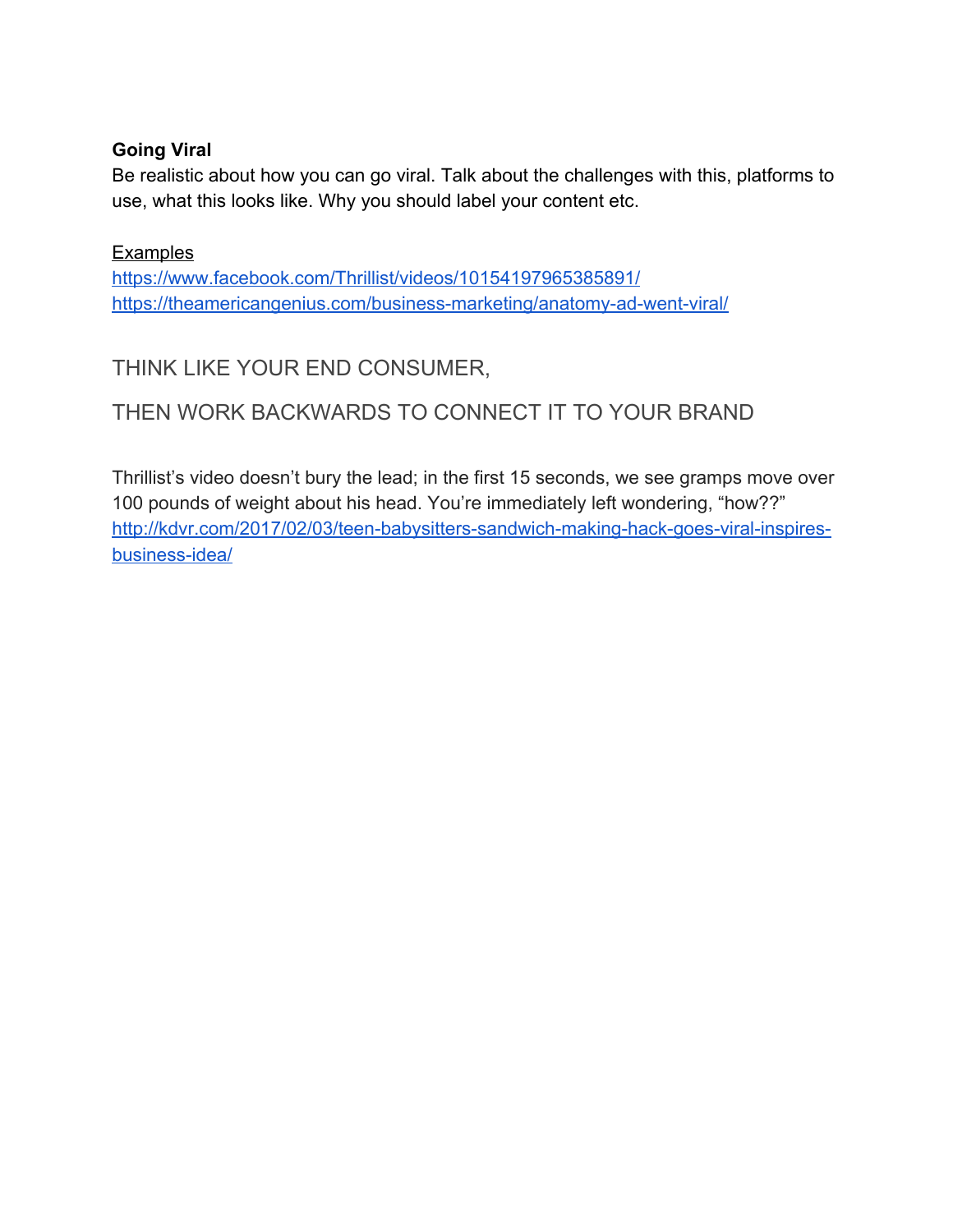**Going Viral**

Be realistic about how you can go viral. Talk about the challenges with this, platforms to use, what this looks like. Why you should label your content etc.

<u>Examples</u>

https://www.facebook.com/Thrillist/videos/10154197965385891/

https://theamericangenius.com/business-marketing/anatomy-ad-went-viral/

THINK LIKE YOUR END CONSUMER,

THEN WORK BACKWARDS TO CONNECT IT TO YOUR BRAND

Thrillist's video doesn't bury the lead; in the first 15 seconds, we see gramps move over 100 pounds of weight about his head. You're immediately left wondering, "how??"

http://kdvr.com/2017/02/03/teen-babysitters-sandwich-making-hack-goes-viral-inspires-business-idea/